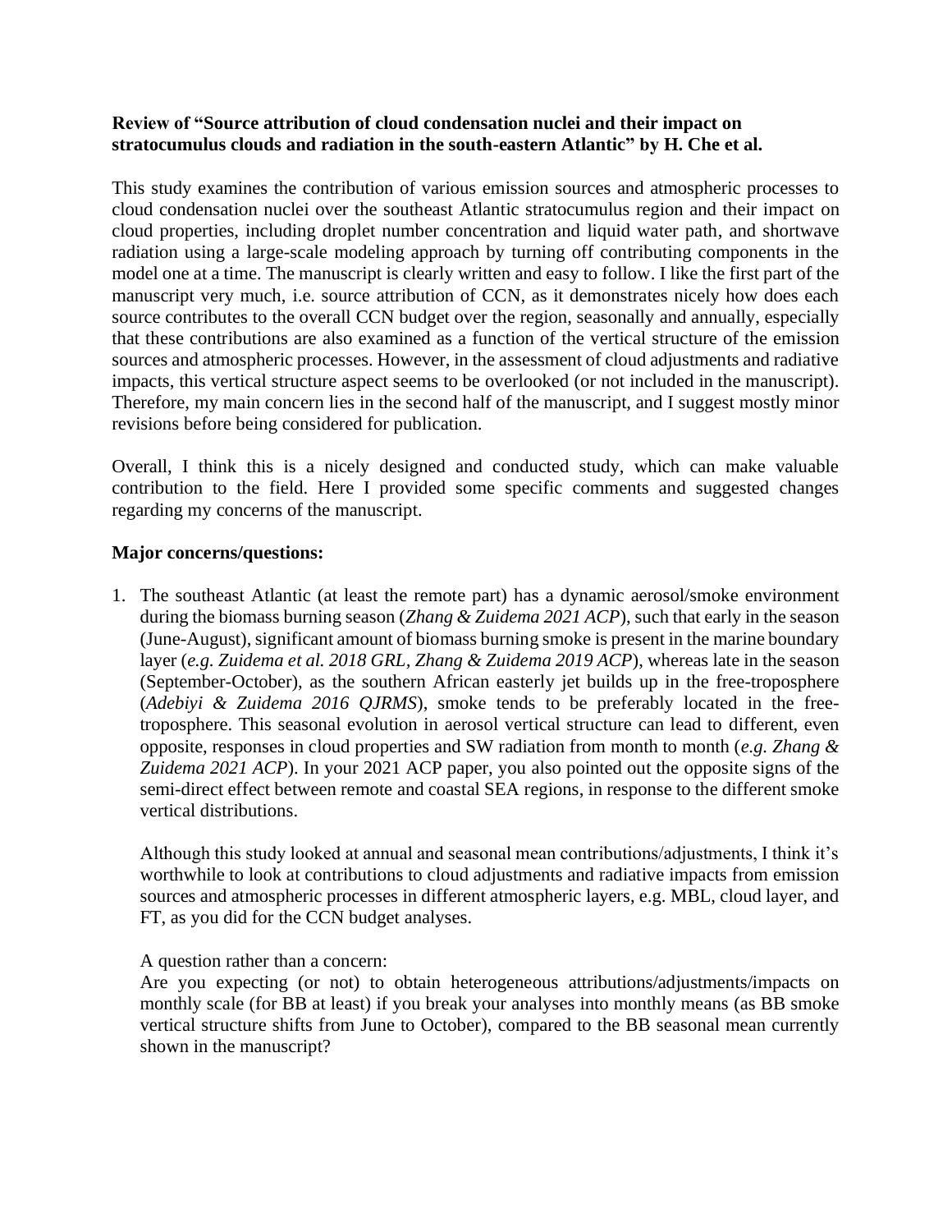**Review of "Source attribution of cloud condensation nuclei and their impact on stratocumulus clouds and radiation in the south-eastern Atlantic" by H. Che et al.**

This study examines the contribution of various emission sources and atmospheric processes to cloud condensation nuclei over the southeast Atlantic stratocumulus region and their impact on cloud properties, including droplet number concentration and liquid water path, and shortwave radiation using a large-scale modeling approach by turning off contributing components in the model one at a time. The manuscript is clearly written and easy to follow. I like the first part of the manuscript very much, i.e. source attribution of CCN, as it demonstrates nicely how does each source contributes to the overall CCN budget over the region, seasonally and annually, especially that these contributions are also examined as a function of the vertical structure of the emission sources and atmospheric processes. However, in the assessment of cloud adjustments and radiative impacts, this vertical structure aspect seems to be overlooked (or not included in the manuscript). Therefore, my main concern lies in the second half of the manuscript, and I suggest mostly minor revisions before being considered for publication.

Overall, I think this is a nicely designed and conducted study, which can make valuable contribution to the field. Here I provided some specific comments and suggested changes regarding my concerns of the manuscript.

**Major concerns/questions:**

1. The southeast Atlantic (at least the remote part) has a dynamic aerosol/smoke environment during the biomass burning season (*Zhang & Zuidema 2021 ACP*), such that early in the season (June-August), significant amount of biomass burning smoke is present in the marine boundary layer (*e.g. Zuidema et al. 2018 GRL, Zhang & Zuidema 2019 ACP*), whereas late in the season (September-October), as the southern African easterly jet builds up in the free-troposphere (*Adebiyi & Zuidema 2016 QJRMS*), smoke tends to be preferably located in the free-troposphere. This seasonal evolution in aerosol vertical structure can lead to different, even opposite, responses in cloud properties and SW radiation from month to month (*e.g. Zhang & Zuidema 2021 ACP*). In your 2021 ACP paper, you also pointed out the opposite signs of the semi-direct effect between remote and coastal SEA regions, in response to the different smoke vertical distributions.

   Although this study looked at annual and seasonal mean contributions/adjustments, I think it's worthwhile to look at contributions to cloud adjustments and radiative impacts from emission sources and atmospheric processes in different atmospheric layers, e.g. MBL, cloud layer, and FT, as you did for the CCN budget analyses.

   A question rather than a concern:
   Are you expecting (or not) to obtain heterogeneous attributions/adjustments/impacts on monthly scale (for BB at least) if you break your analyses into monthly means (as BB smoke vertical structure shifts from June to October), compared to the BB seasonal mean currently shown in the manuscript?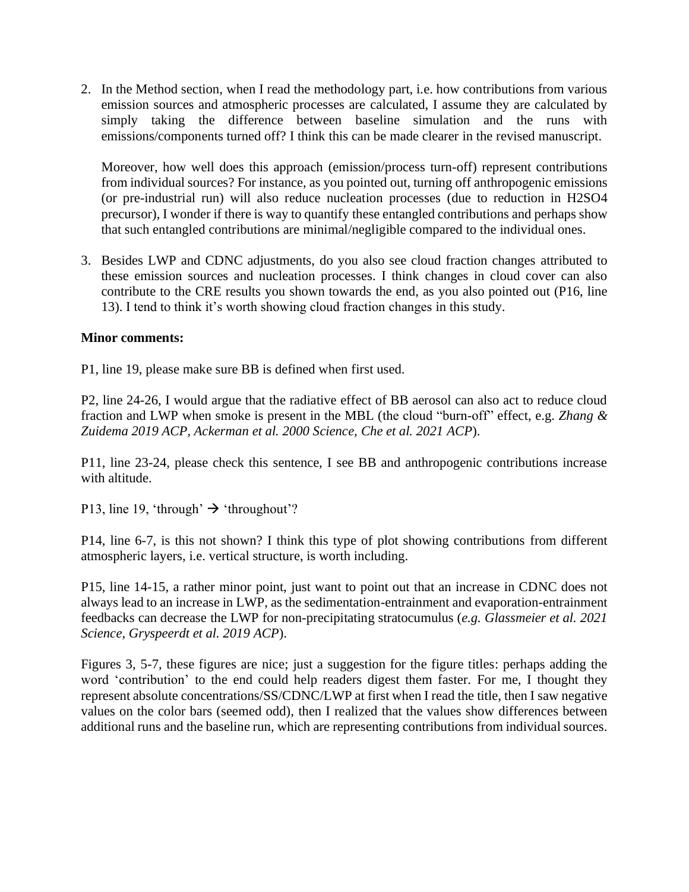2. In the Method section, when I read the methodology part, i.e. how contributions from various emission sources and atmospheric processes are calculated, I assume they are calculated by simply taking the difference between baseline simulation and the runs with emissions/components turned off? I think this can be made clearer in the revised manuscript.

   Moreover, how well does this approach (emission/process turn-off) represent contributions from individual sources? For instance, as you pointed out, turning off anthropogenic emissions (or pre-industrial run) will also reduce nucleation processes (due to reduction in $H_2SO_4$ precursor), I wonder if there is way to quantify these entangled contributions and perhaps show that such entangled contributions are minimal/negligible compared to the individual ones.

3. Besides LWP and CDNC adjustments, do you also see cloud fraction changes attributed to these emission sources and nucleation processes. I think changes in cloud cover can also contribute to the CRE results you shown towards the end, as you also pointed out (P16, line 13). I tend to think it's worth showing cloud fraction changes in this study.

**Minor comments:**

P1, line 19, please make sure BB is defined when first used.

P2, line 24-26, I would argue that the radiative effect of BB aerosol can also act to reduce cloud fraction and LWP when smoke is present in the MBL (the cloud "burn-off" effect, e.g. *Zhang & Zuidema 2019 ACP, Ackerman et al. 2000 Science, Che et al. 2021 ACP*).

P11, line 23-24, please check this sentence, I see BB and anthropogenic contributions increase with altitude.

P13, line 19, 'through' → 'throughout'?

P14, line 6-7, is this not shown? I think this type of plot showing contributions from different atmospheric layers, i.e. vertical structure, is worth including.

P15, line 14-15, a rather minor point, just want to point out that an increase in CDNC does not always lead to an increase in LWP, as the sedimentation-entrainment and evaporation-entrainment feedbacks can decrease the LWP for non-precipitating stratocumulus (*e.g. Glassmeier et al. 2021 Science, Gryspeerdt et al. 2019 ACP*).

Figures 3, 5-7, these figures are nice; just a suggestion for the figure titles: perhaps adding the word 'contribution' to the end could help readers digest them faster. For me, I thought they represent absolute concentrations/SS/CDNC/LWP at first when I read the title, then I saw negative values on the color bars (seemed odd), then I realized that the values show differences between additional runs and the baseline run, which are representing contributions from individual sources.